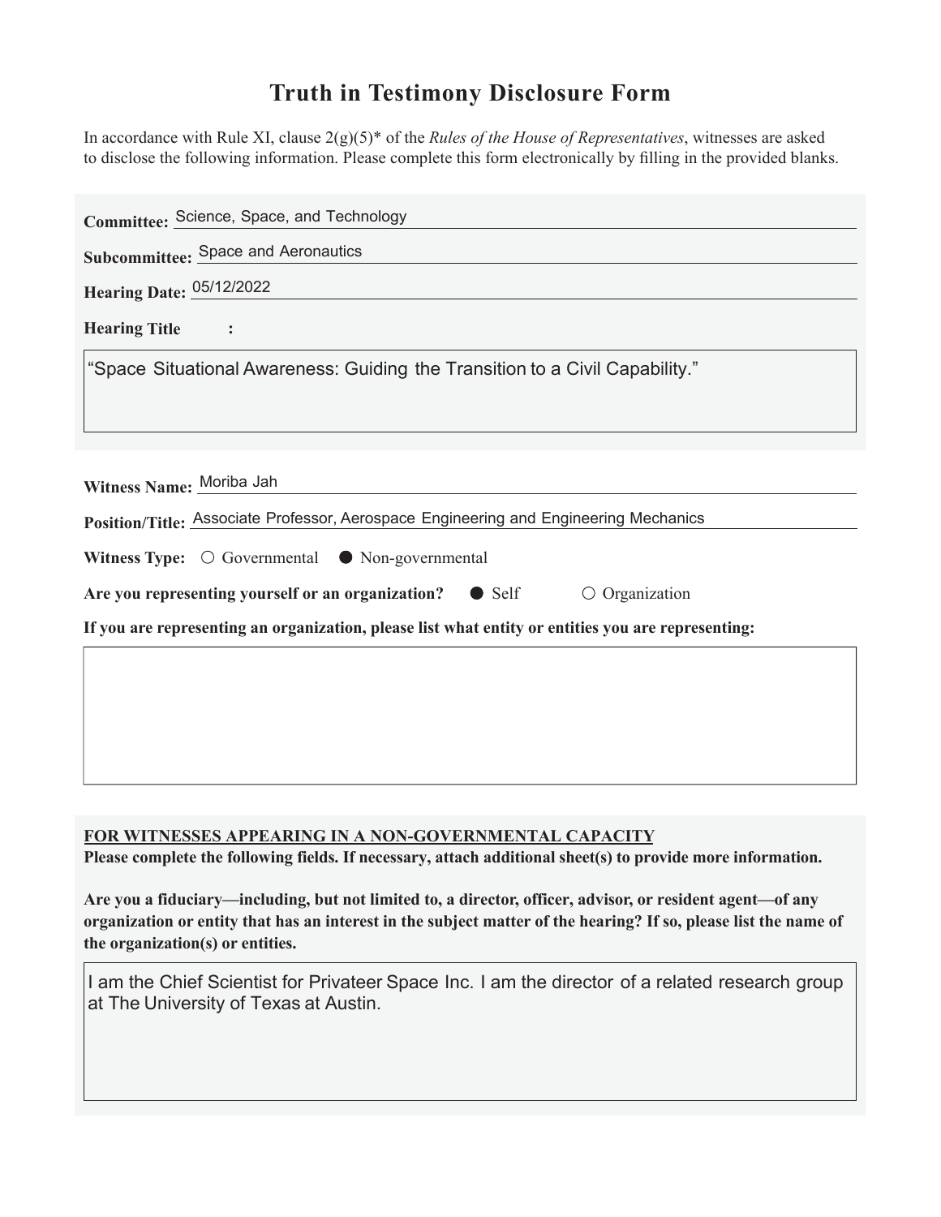# Truth in Testimony Disclosure Form

In accordance with Rule XI, clause 2(g)(5)* of the *Rules of the House of Representatives*, witnesses are asked to disclose the following information. Please complete this form electronically by filling in the provided blanks.

**Committee:** Science, Space, and Technology

**Subcommittee:** Space and Aeronautics

**Hearing Date:** 05/12/2022

**Hearing Title:**

"Space Situational Awareness: Guiding the Transition to a Civil Capability."

**Witness Name:** Moriba Jah

**Position/Title:** Associate Professor, Aerospace Engineering and Engineering Mechanics

**Witness Type:** ○ Governmental ● Non-governmental

**Are you representing yourself or an organization?** ● Self ○ Organization

**If you are representing an organization, please list what entity or entities you are representing:**

**FOR WITNESSES APPEARING IN A NON-GOVERNMENTAL CAPACITY**

**Please complete the following fields. If necessary, attach additional sheet(s) to provide more information.**

**Are you a fiduciary—including, but not limited to, a director, officer, advisor, or resident agent—of any organization or entity that has an interest in the subject matter of the hearing? If so, please list the name of the organization(s) or entities.**

I am the Chief Scientist for Privateer Space Inc. I am the director of a related research group at The University of Texas at Austin.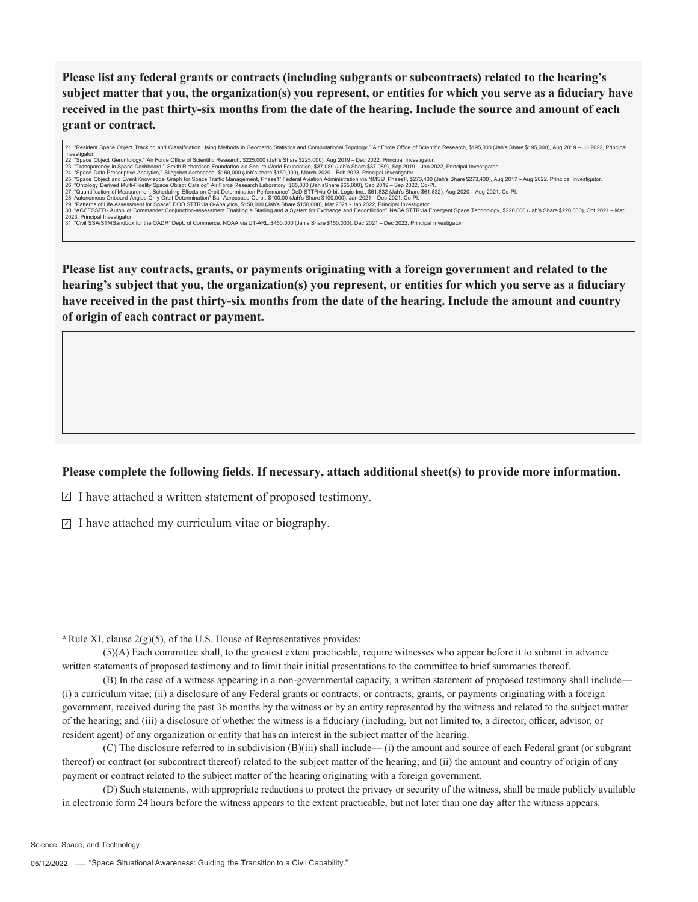**Please list any federal grants or contracts (including subgrants or subcontracts) related to the hearing's subject matter that you, the organization(s) you represent, or entities for which you serve as a fiduciary have received in the past thirty-six months from the date of the hearing. Include the source and amount of each grant or contract.**

21. "Resident Space Object Tracking and Classification Using Methods in Geometric Statistics and Computational Topology," Air Force Office of Scientific Research, $195,000 (Jah's Share $195,000), Aug 2019 – Jul 2022, Principal Investigator.
22. "Space Object Gerontology," Air Force Office of Scientific Research, $225,000 (Jah's Share $225,000), Aug 2019 – Dec 2022, Principal Investigator.
23. "Transparency in Space Dashboard," Smith Richardson Foundation via Secure World Foundation, $87,089 (Jah's Share $87,089), Sep 2019 – Jan 2022, Principal Investigator.
24. "Space Data Prescriptive Analytics," Slingshot Aerospace, $150,000 (Jah's share $150,000), March 2020 – Feb 2023, Principal Investigator.
25. "Space Object and Event Knowledge Graph for Space Traffic Management, Phase1" Federal Aviation Administration via NMSU_Phase II, $273,430 (Jah's Share $273,430), Aug 2017 – Aug 2022, Principal Investigator.
26. "Ontology Derived Multi-Fidelity Space Object Catalog" Air Force Research Laboratory, $65,000 (Jah'sShare $65,000), Sep 2019 – Sep 2022, Co-PI.
27. "Quantification of Measurement Scheduling Effects on Orbit Determination Performance" DoD STTRvia Orbit Logic Inc., $61,832 (Jah's Share $61,832), Aug 2020 – Aug 2021, Co-PI.
28. Autonomous Onboard Angles-Only Orbit Determination" Ball Aerospace Corp., $100,00 (Jah's Share $100,000), Jan 2021 – Dec 2021, Co-PI.
29. "Patterns of Life Assessment for Space" DOD STTRvia O-Analytics, $150,000 (Jah's Share $150,000), Mar 2021 - Jan 2022, Principal Investigator.
30. "ACCESSED- Autopilot Commander Conjunction-assessment Enabling a Starling and a System for Exchange and Deconfliction" NASA STTRvia Emergent Space Technology, $220,000 (Jah's Share $220,000), Oct 2021 – Mar 2023, Principal Investigator.
31. "Civil SSA/STMSandbox for the OADR" Dept. of Commerce, NOAA via UT-ARL, $450,000 (Jah's Share $150,000), Dec 2021 – Dec 2022, Principal Investigator

**Please list any contracts, grants, or payments originating with a foreign government and related to the hearing's subject that you, the organization(s) you represent, or entities for which you serve as a fiduciary have received in the past thirty-six months from the date of the hearing. Include the amount and country of origin of each contract or payment.**

**Please complete the following fields. If necessary, attach additional sheet(s) to provide more information.**

☑ I have attached a written statement of proposed testimony.

☑ I have attached my curriculum vitae or biography.

*Rule XI, clause 2(g)(5), of the U.S. House of Representatives provides:

(5)(A) Each committee shall, to the greatest extent practicable, require witnesses who appear before it to submit in advance written statements of proposed testimony and to limit their initial presentations to the committee to brief summaries thereof.

(B) In the case of a witness appearing in a non-governmental capacity, a written statement of proposed testimony shall include— (i) a curriculum vitae; (ii) a disclosure of any Federal grants or contracts, or contracts, grants, or payments originating with a foreign government, received during the past 36 months by the witness or by an entity represented by the witness and related to the subject matter of the hearing; and (iii) a disclosure of whether the witness is a fiduciary (including, but not limited to, a director, officer, advisor, or resident agent) of any organization or entity that has an interest in the subject matter of the hearing.

(C) The disclosure referred to in subdivision (B)(iii) shall include— (i) the amount and source of each Federal grant (or subgrant thereof) or contract (or subcontract thereof) related to the subject matter of the hearing; and (ii) the amount and country of origin of any payment or contract related to the subject matter of the hearing originating with a foreign government.

(D) Such statements, with appropriate redactions to protect the privacy or security of the witness, shall be made publicly available in electronic form 24 hours before the witness appears to the extent practicable, but not later than one day after the witness appears.

Science, Space, and Technology

05/12/2022 — "Space Situational Awareness: Guiding the Transition to a Civil Capability."